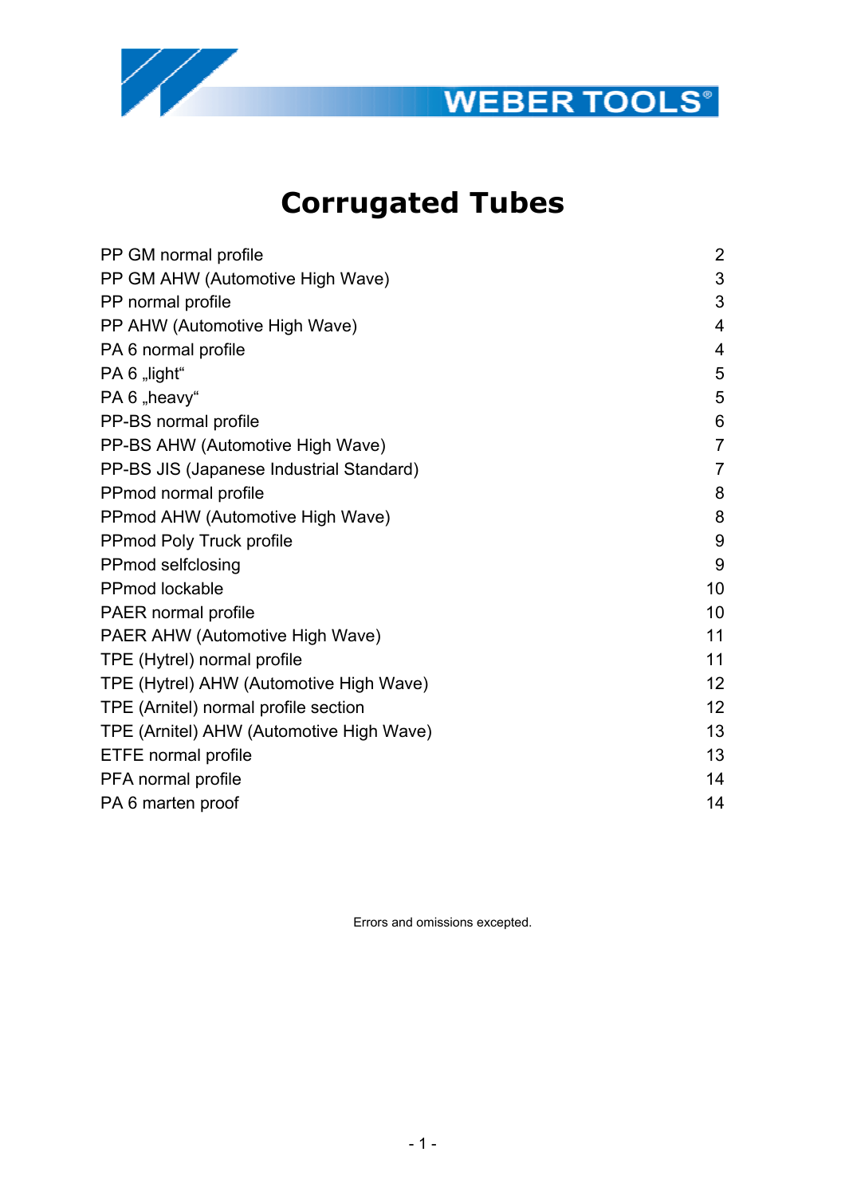WEBER TOOLS®

# Corrugated Tubes

| | |
|---|---|
| PP GM normal profile | 2 |
| PP GM AHW (Automotive High Wave) | 3 |
| PP normal profile | 3 |
| PP AHW (Automotive High Wave) | 4 |
| PA 6 normal profile | 4 |
| PA 6 „light“ | 5 |
| PA 6 „heavy“ | 5 |
| PP-BS normal profile | 6 |
| PP-BS AHW (Automotive High Wave) | 7 |
| PP-BS JIS (Japanese Industrial Standard) | 7 |
| PPmod normal profile | 8 |
| PPmod AHW (Automotive High Wave) | 8 |
| PPmod Poly Truck profile | 9 |
| PPmod selfclosing | 9 |
| PPmod lockable | 10 |
| PAER normal profile | 10 |
| PAER AHW (Automotive High Wave) | 11 |
| TPE (Hytrel) normal profile | 11 |
| TPE (Hytrel) AHW (Automotive High Wave) | 12 |
| TPE (Arnitel) normal profile section | 12 |
| TPE (Arnitel) AHW (Automotive High Wave) | 13 |
| ETFE normal profile | 13 |
| PFA normal profile | 14 |
| PA 6 marten proof | 14 |

Errors and omissions excepted.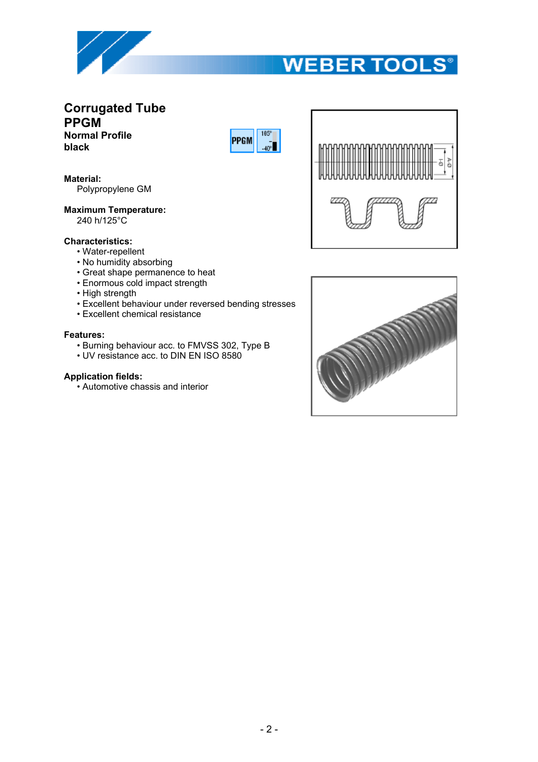# Corrugated Tube PPGM

**Normal Profile**
**black**

**Material:**
Polypropylene GM

**Maximum Temperature:**
240 h/125°C

**Characteristics:**
- Water-repellent
- No humidity absorbing
- Great shape permanence to heat
- Enormous cold impact strength
- High strength
- Excellent behaviour under reversed bending stresses
- Excellent chemical resistance

**Features:**
- Burning behaviour acc. to FMVSS 302, Type B
- UV resistance acc. to DIN EN ISO 8580

**Application fields:**
- Automotive chassis and interior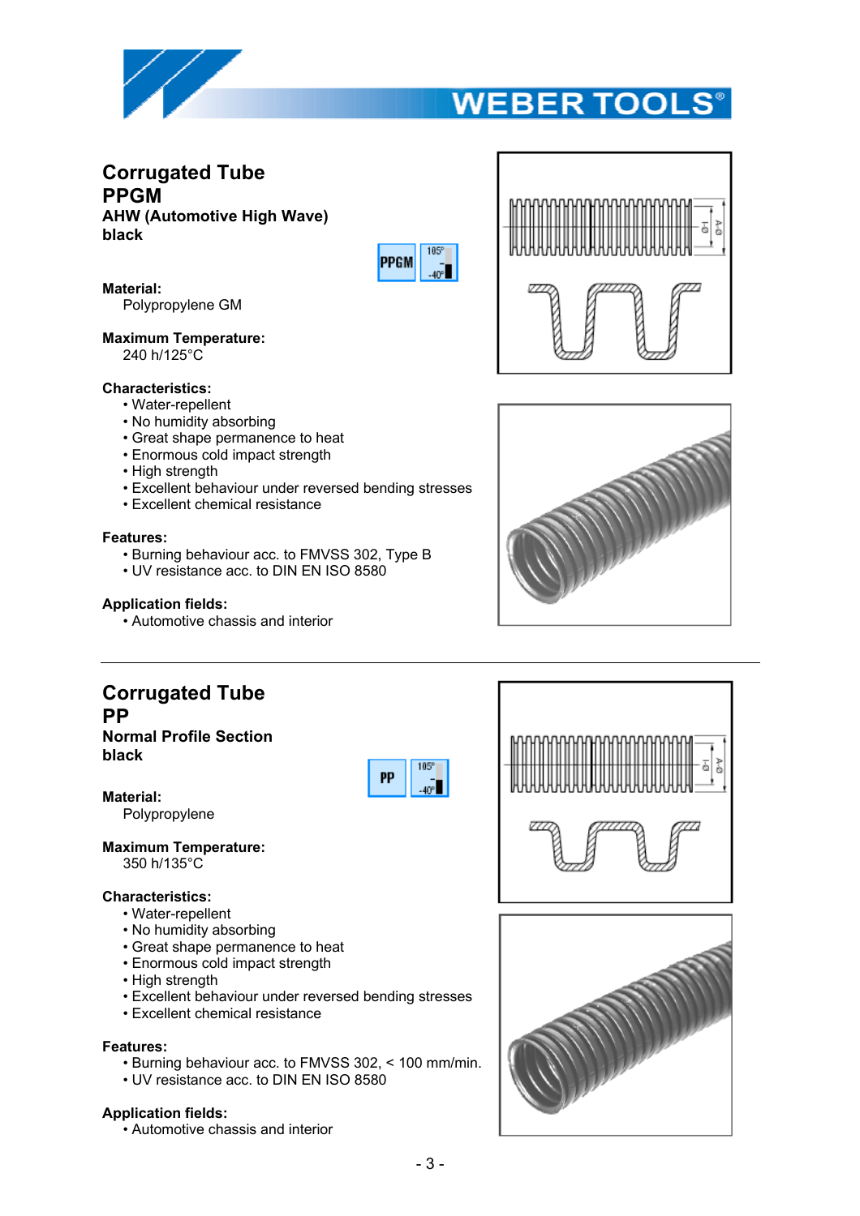# Corrugated Tube
# PPGM
### AHW (Automotive High Wave)
### black

**Material:**
Polypropylene GM

**Maximum Temperature:**
240 h/125°C

**Characteristics:**
- Water-repellent
- No humidity absorbing
- Great shape permanence to heat
- Enormous cold impact strength
- High strength
- Excellent behaviour under reversed bending stresses
- Excellent chemical resistance

**Features:**
- Burning behaviour acc. to FMVSS 302, Type B
- UV resistance acc. to DIN EN ISO 8580

**Application fields:**
- Automotive chassis and interior

---

# Corrugated Tube
# PP
### Normal Profile Section
### black

**Material:**
Polypropylene

**Maximum Temperature:**
350 h/135°C

**Characteristics:**
- Water-repellent
- No humidity absorbing
- Great shape permanence to heat
- Enormous cold impact strength
- High strength
- Excellent behaviour under reversed bending stresses
- Excellent chemical resistance

**Features:**
- Burning behaviour acc. to FMVSS 302, < 100 mm/min.
- UV resistance acc. to DIN EN ISO 8580

**Application fields:**
- Automotive chassis and interior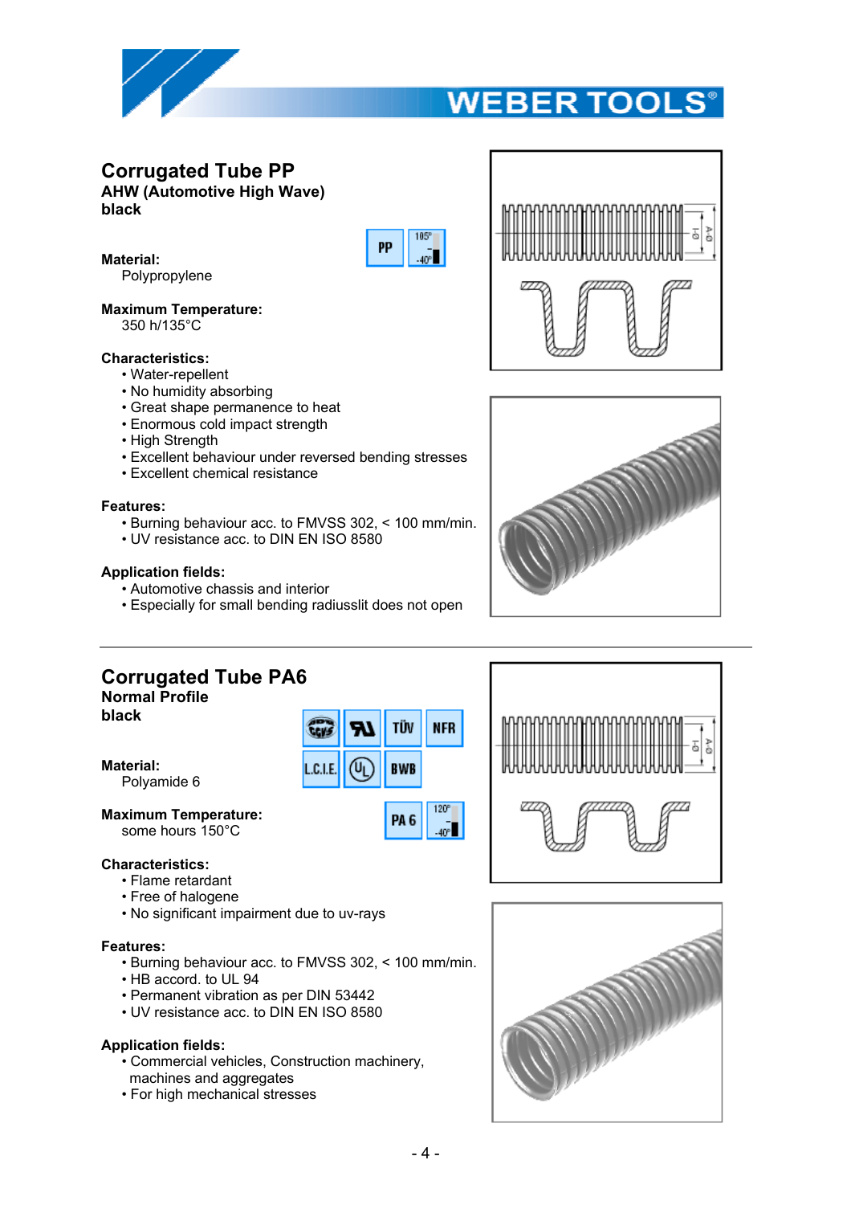## Corrugated Tube PP

**AHW (Automotive High Wave)**
**black**

**Material:**
Polypropylene

**Maximum Temperature:**
350 h/135°C

**Characteristics:**
- Water-repellent
- No humidity absorbing
- Great shape permanence to heat
- Enormous cold impact strength
- High Strength
- Excellent behaviour under reversed bending stresses
- Excellent chemical resistance

**Features:**
- Burning behaviour acc. to FMVSS 302, < 100 mm/min.
- UV resistance acc. to DIN EN ISO 8580

**Application fields:**
- Automotive chassis and interior
- Especially for small bending radiusslit does not open

---

## Corrugated Tube PA6

**Normal Profile**
**black**

**Material:**
Polyamide 6

**Maximum Temperature:**
some hours 150°C

**Characteristics:**
- Flame retardant
- Free of halogene
- No significant impairment due to uv-rays

**Features:**
- Burning behaviour acc. to FMVSS 302, < 100 mm/min.
- HB accord. to UL 94
- Permanent vibration as per DIN 53442
- UV resistance acc. to DIN EN ISO 8580

**Application fields:**
- Commercial vehicles, Construction machinery, machines and aggregates
- For high mechanical stresses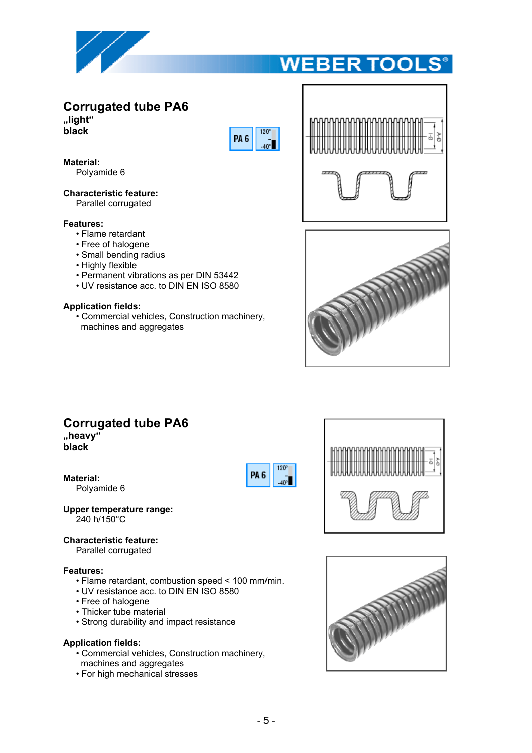## Corrugated tube PA6

**„light“**
**black**

PA 6 | 120° / -40°

**Material:**
Polyamide 6

**Characteristic feature:**
Parallel corrugated

**Features:**

- Flame retardant
- Free of halogene
- Small bending radius
- Highly flexible
- Permanent vibrations as per DIN 53442
- UV resistance acc. to DIN EN ISO 8580

**Application fields:**

- Commercial vehicles, Construction machinery, machines and aggregates

---

## Corrugated tube PA6

**„heavy“**
**black**

PA 6 | 120° / -40°

**Material:**
Polyamide 6

**Upper temperature range:**
240 h/150°C

**Characteristic feature:**
Parallel corrugated

**Features:**

- Flame retardant, combustion speed < 100 mm/min.
- UV resistance acc. to DIN EN ISO 8580
- Free of halogene
- Thicker tube material
- Strong durability and impact resistance

**Application fields:**

- Commercial vehicles, Construction machinery, machines and aggregates
- For high mechanical stresses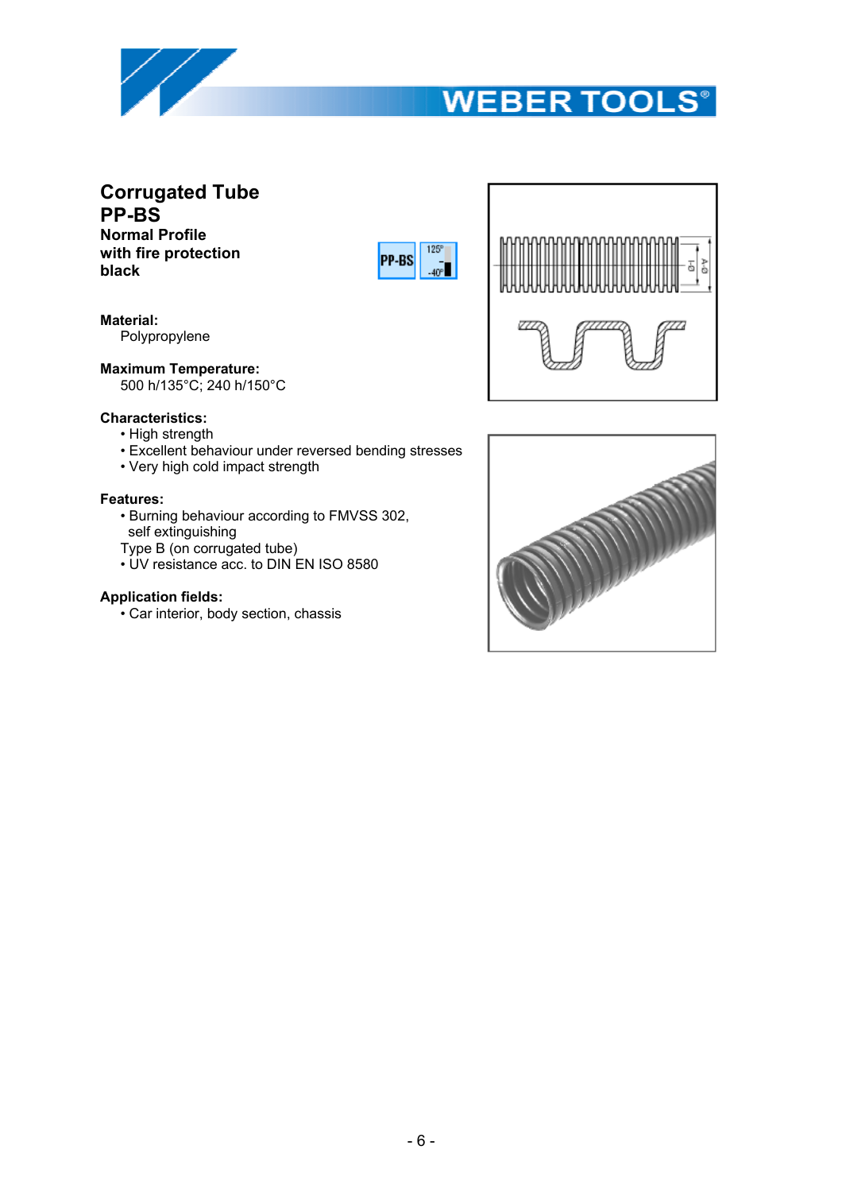# Corrugated Tube
# PP-BS

**Normal Profile**
**with fire protection**
**black**

PP-BS 125° -40°

**Material:**
Polypropylene

**Maximum Temperature:**
500 h/135°C; 240 h/150°C

**Characteristics:**

- High strength
- Excellent behaviour under reversed bending stresses
- Very high cold impact strength

**Features:**

- Burning behaviour according to FMVSS 302, self extinguishing
  Type B (on corrugated tube)
- UV resistance acc. to DIN EN ISO 8580

**Application fields:**

- Car interior, body section, chassis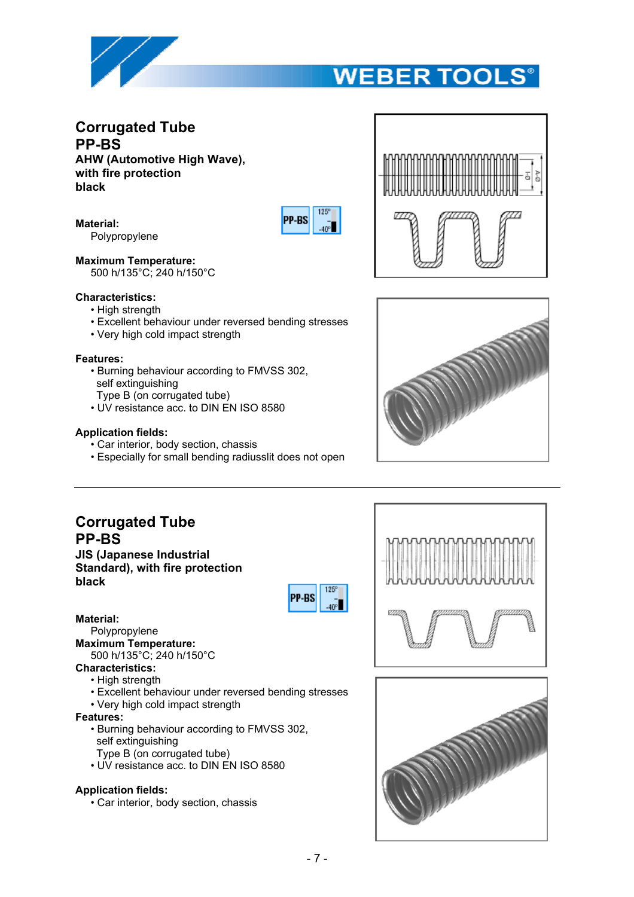## Corrugated Tube PP-BS

**AHW (Automotive High Wave), with fire protection black**

**Material:**
Polypropylene

**Maximum Temperature:**
500 h/135°C; 240 h/150°C

**Characteristics:**
- High strength
- Excellent behaviour under reversed bending stresses
- Very high cold impact strength

**Features:**
- Burning behaviour according to FMVSS 302, self extinguishing Type B (on corrugated tube)
- UV resistance acc. to DIN EN ISO 8580

**Application fields:**
- Car interior, body section, chassis
- Especially for small bending radiusslit does not open

---

## Corrugated Tube PP-BS

**JIS (Japanese Industrial Standard), with fire protection black**

**Material:**
Polypropylene

**Maximum Temperature:**
500 h/135°C; 240 h/150°C

**Characteristics:**
- High strength
- Excellent behaviour under reversed bending stresses
- Very high cold impact strength

**Features:**
- Burning behaviour according to FMVSS 302, self extinguishing Type B (on corrugated tube)
- UV resistance acc. to DIN EN ISO 8580

**Application fields:**
- Car interior, body section, chassis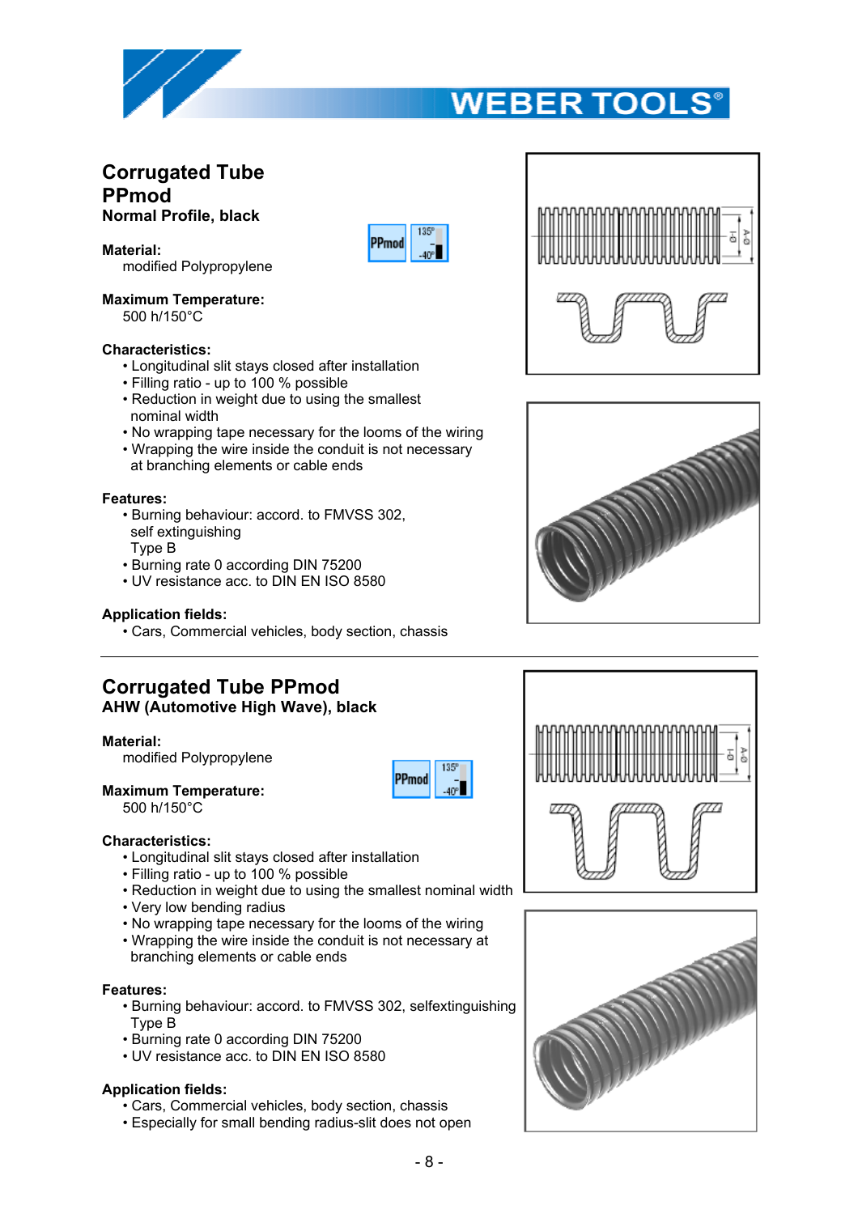# Corrugated Tube PPmod

**Normal Profile, black**

**Material:**
modified Polypropylene

**Maximum Temperature:**
500 h/150°C

**Characteristics:**

- Longitudinal slit stays closed after installation
- Filling ratio - up to 100 % possible
- Reduction in weight due to using the smallest nominal width
- No wrapping tape necessary for the looms of the wiring
- Wrapping the wire inside the conduit is not necessary at branching elements or cable ends

**Features:**

- Burning behaviour: accord. to FMVSS 302, self extinguishing Type B
- Burning rate 0 according DIN 75200
- UV resistance acc. to DIN EN ISO 8580

**Application fields:**

- Cars, Commercial vehicles, body section, chassis

---

# Corrugated Tube PPmod

**AHW (Automotive High Wave), black**

**Material:**
modified Polypropylene

**Maximum Temperature:**
500 h/150°C

**Characteristics:**

- Longitudinal slit stays closed after installation
- Filling ratio - up to 100 % possible
- Reduction in weight due to using the smallest nominal width
- Very low bending radius
- No wrapping tape necessary for the looms of the wiring
- Wrapping the wire inside the conduit is not necessary at branching elements or cable ends

**Features:**

- Burning behaviour: accord. to FMVSS 302, selfextinguishing Type B
- Burning rate 0 according DIN 75200
- UV resistance acc. to DIN EN ISO 8580

**Application fields:**

- Cars, Commercial vehicles, body section, chassis
- Especially for small bending radius-slit does not open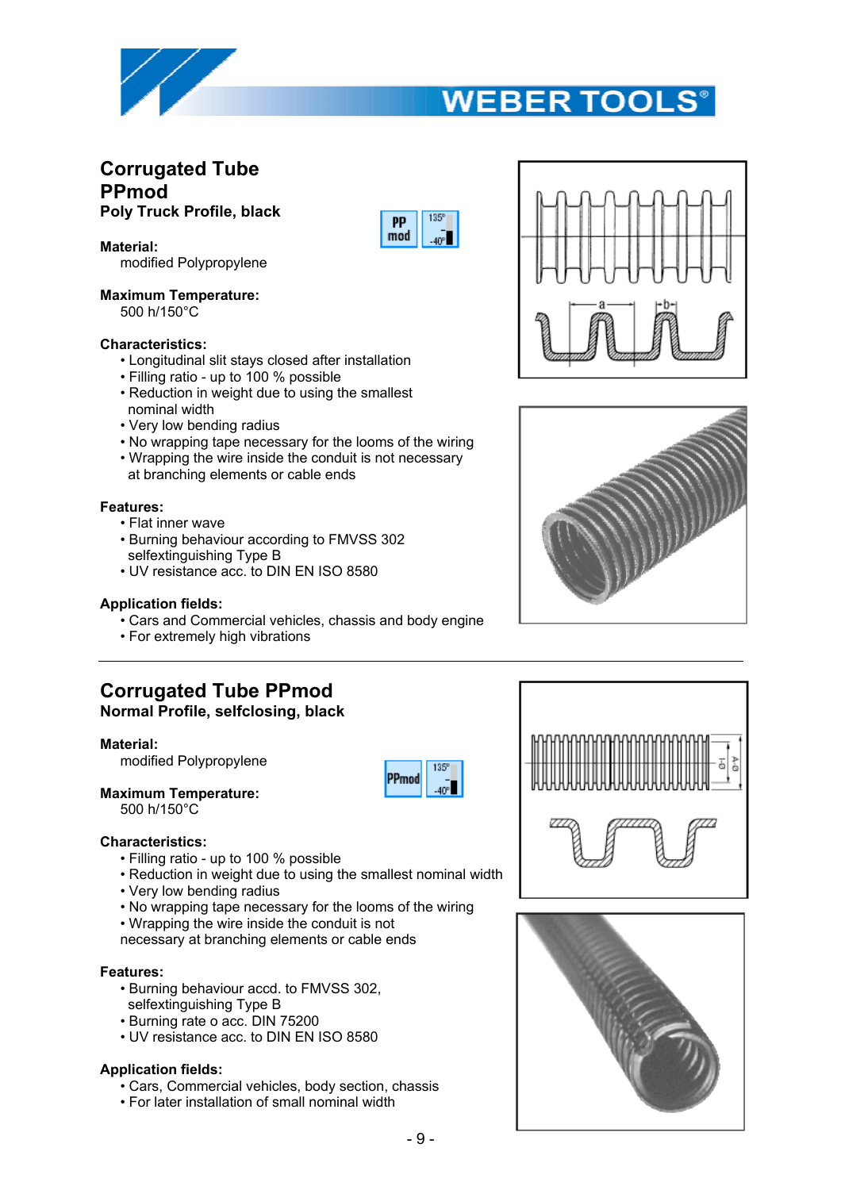## Corrugated Tube PPmod

**Poly Truck Profile, black**

**Material:**
modified Polypropylene

**Maximum Temperature:**
500 h/150°C

**Characteristics:**
- Longitudinal slit stays closed after installation
- Filling ratio - up to 100 % possible
- Reduction in weight due to using the smallest nominal width
- Very low bending radius
- No wrapping tape necessary for the looms of the wiring
- Wrapping the wire inside the conduit is not necessary at branching elements or cable ends

**Features:**
- Flat inner wave
- Burning behaviour according to FMVSS 302 selfextinguishing Type B
- UV resistance acc. to DIN EN ISO 8580

**Application fields:**
- Cars and Commercial vehicles, chassis and body engine
- For extremely high vibrations

---

## Corrugated Tube PPmod

**Normal Profile, selfclosing, black**

**Material:**
modified Polypropylene

**Maximum Temperature:**
500 h/150°C

**Characteristics:**
- Filling ratio - up to 100 % possible
- Reduction in weight due to using the smallest nominal width
- Very low bending radius
- No wrapping tape necessary for the looms of the wiring
- Wrapping the wire inside the conduit is not necessary at branching elements or cable ends

**Features:**
- Burning behaviour accd. to FMVSS 302, selfextinguishing Type B
- Burning rate o acc. DIN 75200
- UV resistance acc. to DIN EN ISO 8580

**Application fields:**
- Cars, Commercial vehicles, body section, chassis
- For later installation of small nominal width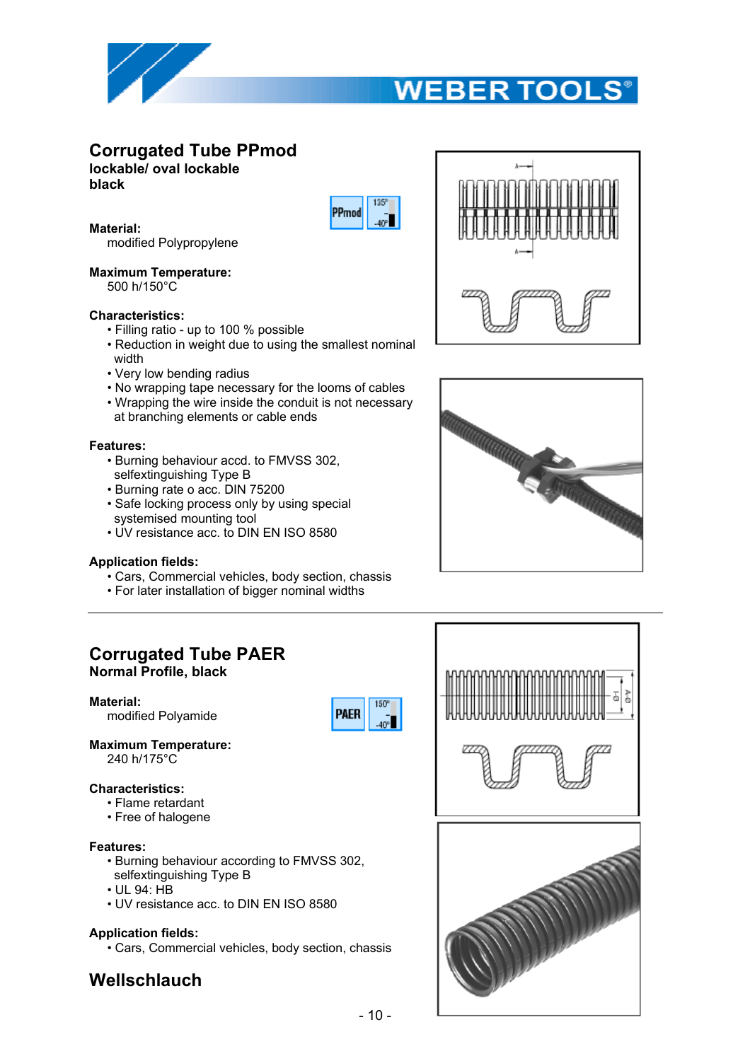## Corrugated Tube PPmod

**lockable/ oval lockable**
**black**

**Material:**
modified Polypropylene

**Maximum Temperature:**
500 h/150°C

**Characteristics:**

- Filling ratio - up to 100 % possible
- Reduction in weight due to using the smallest nominal width
- Very low bending radius
- No wrapping tape necessary for the looms of cables
- Wrapping the wire inside the conduit is not necessary at branching elements or cable ends

**Features:**

- Burning behaviour accd. to FMVSS 302, selfextinguishing Type B
- Burning rate o acc. DIN 75200
- Safe locking process only by using special systemised mounting tool
- UV resistance acc. to DIN EN ISO 8580

**Application fields:**

- Cars, Commercial vehicles, body section, chassis
- For later installation of bigger nominal widths

---

## Corrugated Tube PAER

**Normal Profile, black**

**Material:**
modified Polyamide

**Maximum Temperature:**
240 h/175°C

**Characteristics:**

- Flame retardant
- Free of halogene

**Features:**

- Burning behaviour according to FMVSS 302, selfextinguishing Type B
- UL 94: HB
- UV resistance acc. to DIN EN ISO 8580

**Application fields:**

- Cars, Commercial vehicles, body section, chassis

## Wellschlauch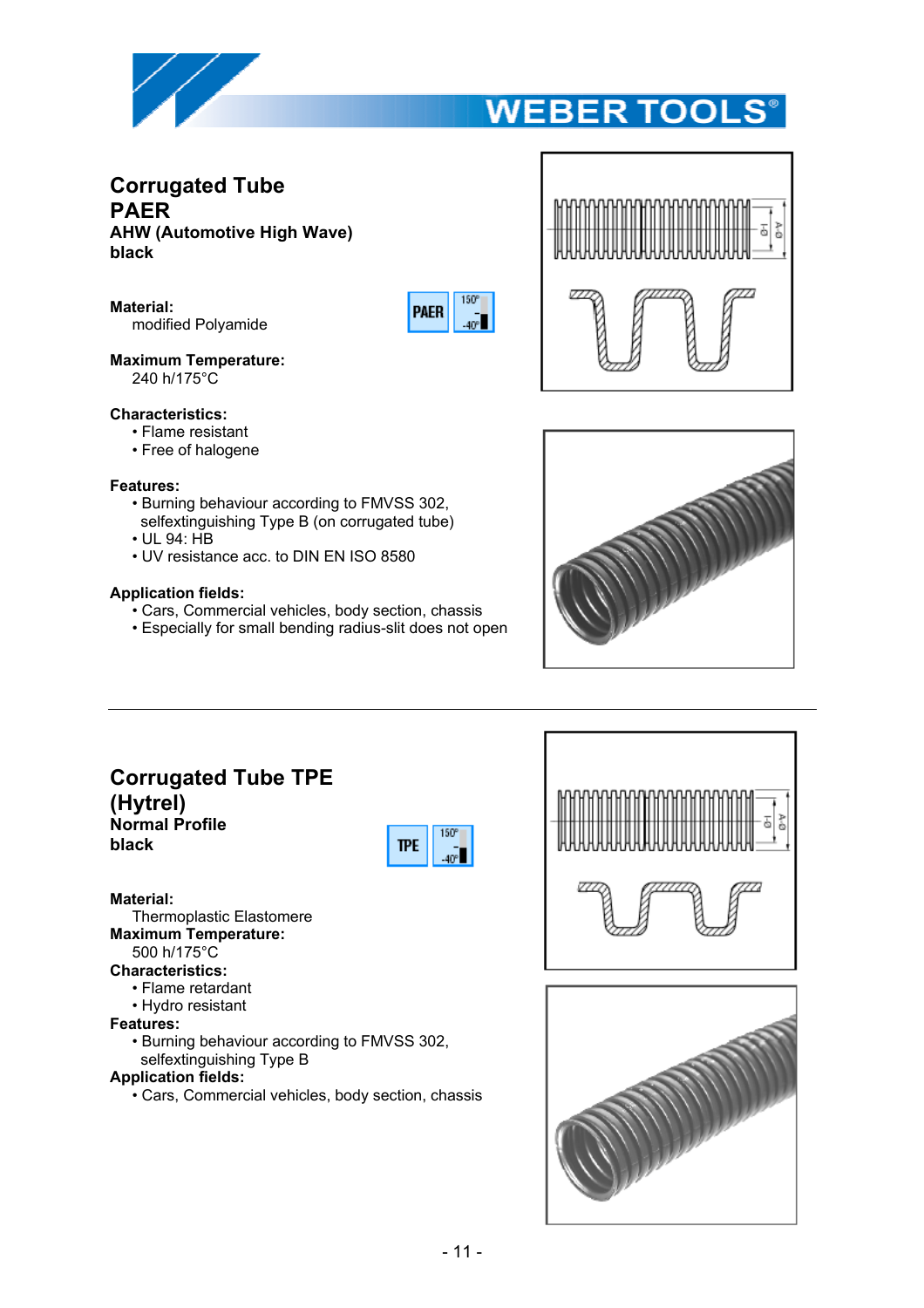## Corrugated Tube PAER

**AHW (Automotive High Wave)**
**black**

**Material:**
modified Polyamide

**Maximum Temperature:**
240 h/175°C

**Characteristics:**
- Flame resistant
- Free of halogene

**Features:**
- Burning behaviour according to FMVSS 302, selfextinguishing Type B (on corrugated tube)
- UL 94: HB
- UV resistance acc. to DIN EN ISO 8580

**Application fields:**
- Cars, Commercial vehicles, body section, chassis
- Especially for small bending radius-slit does not open

---

## Corrugated Tube TPE (Hytrel)

**Normal Profile**
**black**

**Material:**
Thermoplastic Elastomere

**Maximum Temperature:**
500 h/175°C

**Characteristics:**
- Flame retardant
- Hydro resistant

**Features:**
- Burning behaviour according to FMVSS 302, selfextinguishing Type B

**Application fields:**
- Cars, Commercial vehicles, body section, chassis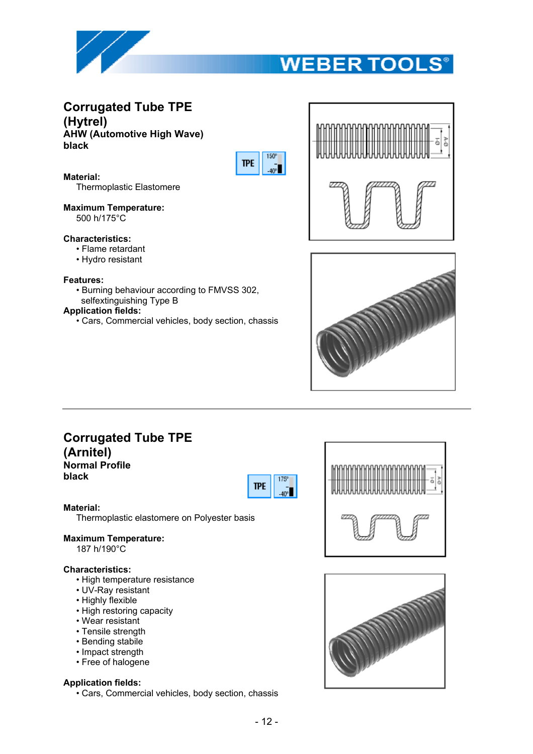## Corrugated Tube TPE (Hytrel)

**AHW (Automotive High Wave)**
**black**

TPE | 150° / -40°

**Material:**
Thermoplastic Elastomere

**Maximum Temperature:**
500 h/175°C

**Characteristics:**

- Flame retardant
- Hydro resistant

**Features:**

- Burning behaviour according to FMVSS 302, selfextinguishing Type B

**Application fields:**

- Cars, Commercial vehicles, body section, chassis

---

## Corrugated Tube TPE (Arnitel)

**Normal Profile**
**black**

TPE | 175° / -40°

**Material:**
Thermoplastic elastomere on Polyester basis

**Maximum Temperature:**
187 h/190°C

**Characteristics:**

- High temperature resistance
- UV-Ray resistant
- Highly flexible
- High restoring capacity
- Wear resistant
- Tensile strength
- Bending stabile
- Impact strength
- Free of halogene

**Application fields:**

- Cars, Commercial vehicles, body section, chassis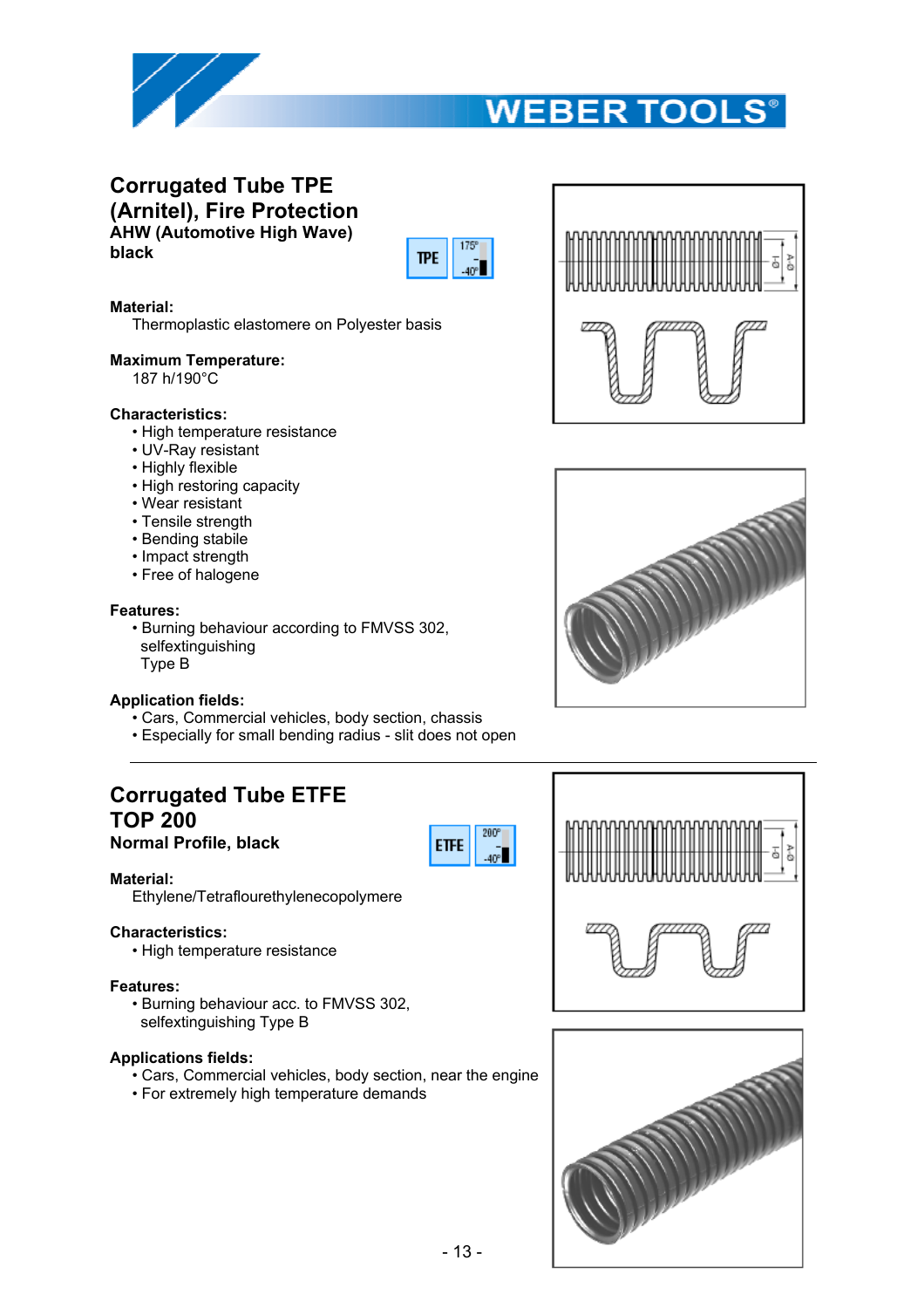# Corrugated Tube TPE (Arnitel), Fire Protection

**AHW (Automotive High Wave)**
**black**

TPE 175° -40°

**Material:**
Thermoplastic elastomere on Polyester basis

**Maximum Temperature:**
187 h/190°C

**Characteristics:**

- High temperature resistance
- UV-Ray resistant
- Highly flexible
- High restoring capacity
- Wear resistant
- Tensile strength
- Bending stabile
- Impact strength
- Free of halogene

**Features:**

- Burning behaviour according to FMVSS 302, selfextinguishing Type B

**Application fields:**

- Cars, Commercial vehicles, body section, chassis
- Especially for small bending radius - slit does not open

---

# Corrugated Tube ETFE TOP 200

**Normal Profile, black**

ETFE 200° -40°

**Material:**
Ethylene/Tetraflourethylenecopolymere

**Characteristics:**

- High temperature resistance

**Features:**

- Burning behaviour acc. to FMVSS 302, selfextinguishing Type B

**Applications fields:**

- Cars, Commercial vehicles, body section, near the engine
- For extremely high temperature demands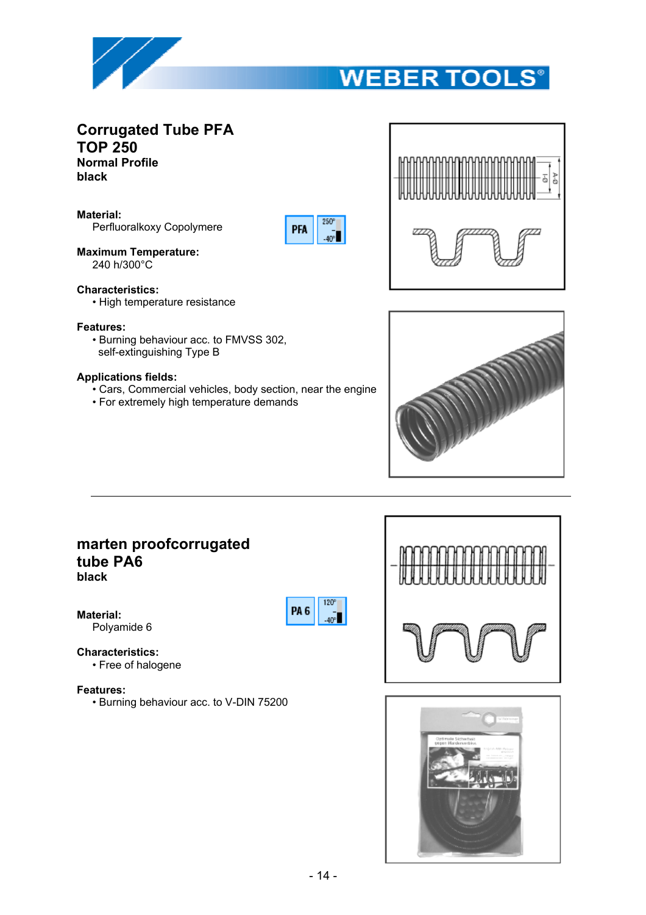# Corrugated Tube PFA TOP 250

**Normal Profile**
**black**

**Material:**
Perfluoralkoxy Copolymere

**Maximum Temperature:**
240 h/300°C

**Characteristics:**
- High temperature resistance

**Features:**
- Burning behaviour acc. to FMVSS 302, self-extinguishing Type B

**Applications fields:**
- Cars, Commercial vehicles, body section, near the engine
- For extremely high temperature demands

---

# marten proofcorrugated tube PA6

**black**

**Material:**
Polyamide 6

**Characteristics:**
- Free of halogene

**Features:**
- Burning behaviour acc. to V-DIN 75200